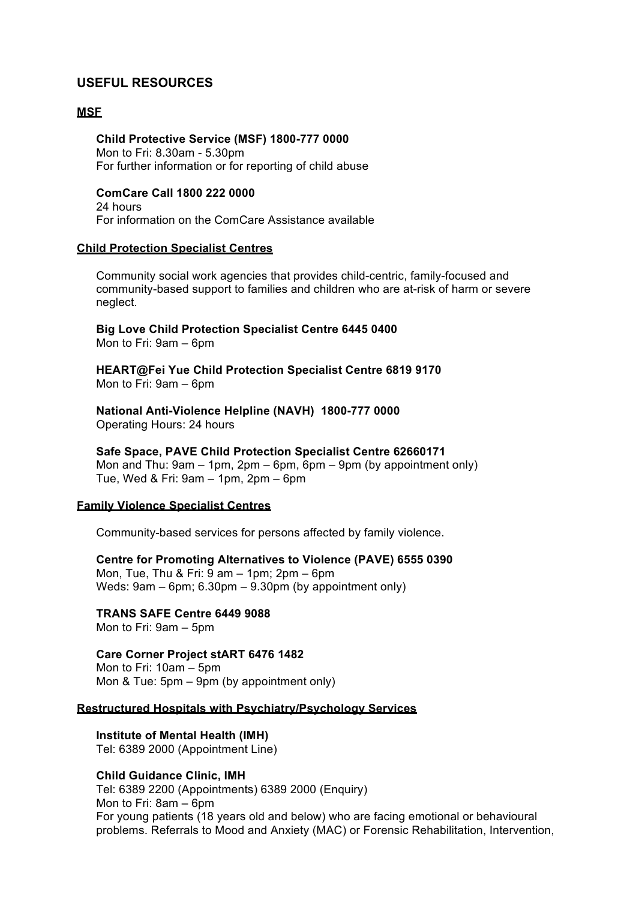## USEFUL RESOURCES

### MSF

**Child Protective Service (MSF) 1800-777 0000**
Mon to Fri: 8.30am - 5.30pm
For further information or for reporting of child abuse

**ComCare Call 1800 222 0000**
24 hours
For information on the ComCare Assistance available

### Child Protection Specialist Centres

Community social work agencies that provides child-centric, family-focused and community-based support to families and children who are at-risk of harm or severe neglect.

**Big Love Child Protection Specialist Centre 6445 0400**
Mon to Fri: 9am – 6pm

**HEART@Fei Yue Child Protection Specialist Centre 6819 9170**
Mon to Fri: 9am – 6pm

**National Anti-Violence Helpline (NAVH) 1800-777 0000**
Operating Hours: 24 hours

**Safe Space, PAVE Child Protection Specialist Centre 62660171**
Mon and Thu: 9am – 1pm, 2pm – 6pm, 6pm – 9pm (by appointment only)
Tue, Wed & Fri: 9am – 1pm, 2pm – 6pm

### Family Violence Specialist Centres

Community-based services for persons affected by family violence.

**Centre for Promoting Alternatives to Violence (PAVE) 6555 0390**
Mon, Tue, Thu & Fri: 9 am – 1pm; 2pm – 6pm
Weds: 9am – 6pm; 6.30pm – 9.30pm (by appointment only)

**TRANS SAFE Centre 6449 9088**
Mon to Fri: 9am – 5pm

**Care Corner Project stART 6476 1482**
Mon to Fri: 10am – 5pm
Mon & Tue: 5pm – 9pm (by appointment only)

### Restructured Hospitals with Psychiatry/Psychology Services

**Institute of Mental Health (IMH)**
Tel: 6389 2000 (Appointment Line)

**Child Guidance Clinic, IMH**
Tel: 6389 2200 (Appointments) 6389 2000 (Enquiry)
Mon to Fri: 8am – 6pm
For young patients (18 years old and below) who are facing emotional or behavioural problems. Referrals to Mood and Anxiety (MAC) or Forensic Rehabilitation, Intervention,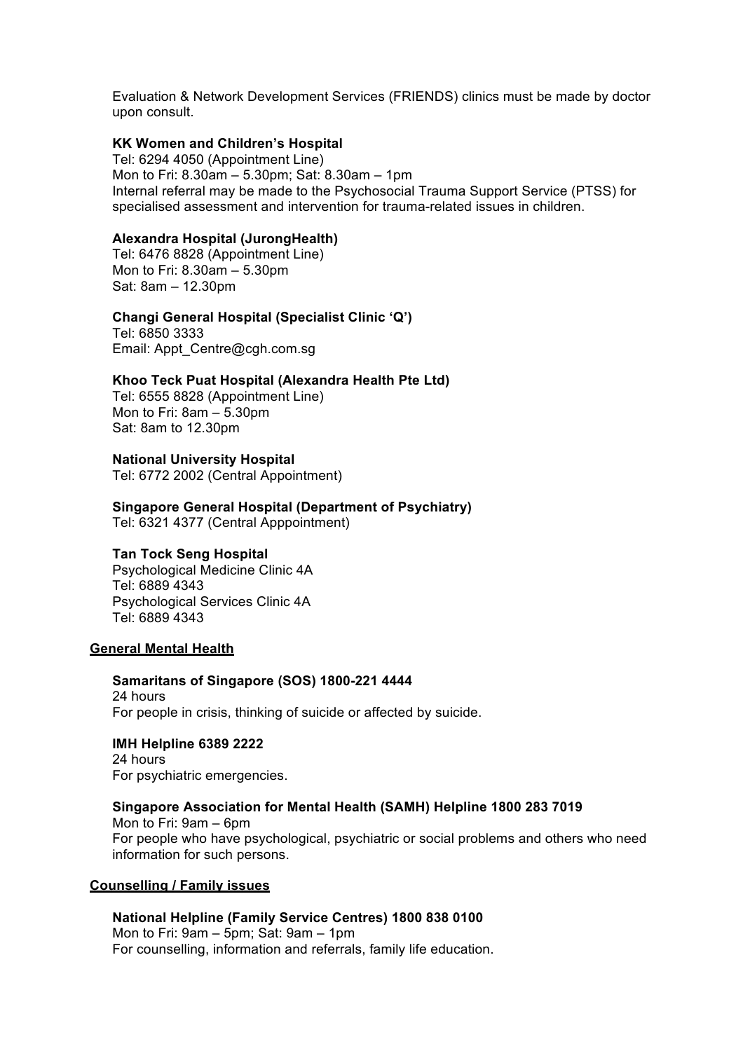Evaluation & Network Development Services (FRIENDS) clinics must be made by doctor upon consult.

**KK Women and Children's Hospital**
Tel: 6294 4050 (Appointment Line)
Mon to Fri: 8.30am – 5.30pm; Sat: 8.30am – 1pm
Internal referral may be made to the Psychosocial Trauma Support Service (PTSS) for specialised assessment and intervention for trauma-related issues in children.

**Alexandra Hospital (JurongHealth)**
Tel: 6476 8828 (Appointment Line)
Mon to Fri: 8.30am – 5.30pm
Sat: 8am – 12.30pm

**Changi General Hospital (Specialist Clinic 'Q')**
Tel: 6850 3333
Email: Appt_Centre@cgh.com.sg

**Khoo Teck Puat Hospital (Alexandra Health Pte Ltd)**
Tel: 6555 8828 (Appointment Line)
Mon to Fri: 8am – 5.30pm
Sat: 8am to 12.30pm

**National University Hospital**
Tel: 6772 2002 (Central Appointment)

**Singapore General Hospital (Department of Psychiatry)**
Tel: 6321 4377 (Central Apppointment)

**Tan Tock Seng Hospital**
Psychological Medicine Clinic 4A
Tel: 6889 4343
Psychological Services Clinic 4A
Tel: 6889 4343

## General Mental Health

**Samaritans of Singapore (SOS) 1800-221 4444**
24 hours
For people in crisis, thinking of suicide or affected by suicide.

**IMH Helpline 6389 2222**
24 hours
For psychiatric emergencies.

**Singapore Association for Mental Health (SAMH) Helpline 1800 283 7019**
Mon to Fri: 9am – 6pm
For people who have psychological, psychiatric or social problems and others who need information for such persons.

## Counselling / Family issues

**National Helpline (Family Service Centres) 1800 838 0100**
Mon to Fri: 9am – 5pm; Sat: 9am – 1pm
For counselling, information and referrals, family life education.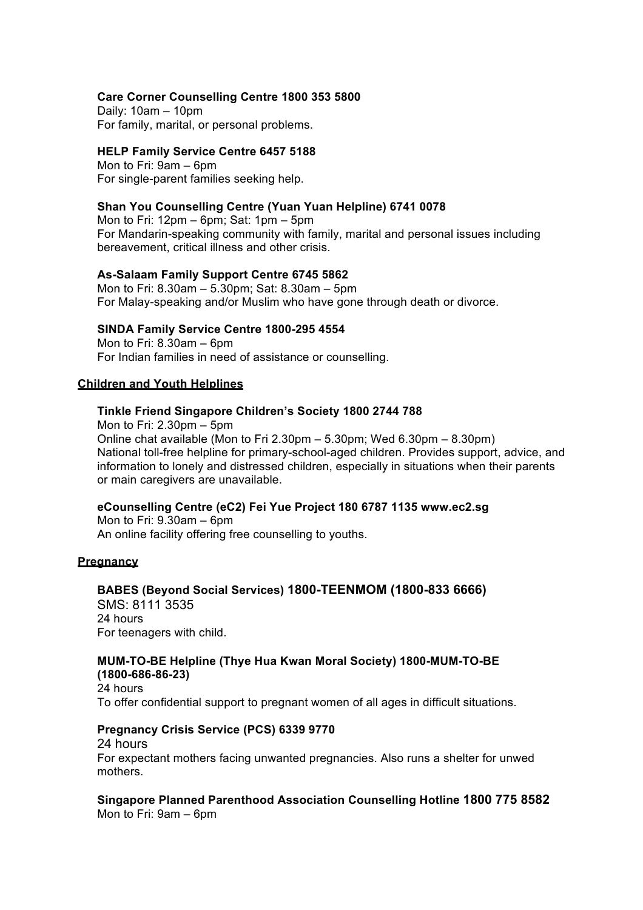**Care Corner Counselling Centre 1800 353 5800**
Daily: 10am – 10pm
For family, marital, or personal problems.

**HELP Family Service Centre 6457 5188**
Mon to Fri: 9am – 6pm
For single-parent families seeking help.

**Shan You Counselling Centre (Yuan Yuan Helpline) 6741 0078**
Mon to Fri: 12pm – 6pm; Sat: 1pm – 5pm
For Mandarin-speaking community with family, marital and personal issues including bereavement, critical illness and other crisis.

**As-Salaam Family Support Centre 6745 5862**
Mon to Fri: 8.30am – 5.30pm; Sat: 8.30am – 5pm
For Malay-speaking and/or Muslim who have gone through death or divorce.

**SINDA Family Service Centre 1800-295 4554**
Mon to Fri: 8.30am – 6pm
For Indian families in need of assistance or counselling.

## Children and Youth Helplines

**Tinkle Friend Singapore Children's Society 1800 2744 788**
Mon to Fri: 2.30pm – 5pm
Online chat available (Mon to Fri 2.30pm – 5.30pm; Wed 6.30pm – 8.30pm)
National toll-free helpline for primary-school-aged children. Provides support, advice, and information to lonely and distressed children, especially in situations when their parents or main caregivers are unavailable.

**eCounselling Centre (eC2) Fei Yue Project 180 6787 1135 www.ec2.sg**
Mon to Fri: 9.30am – 6pm
An online facility offering free counselling to youths.

## Pregnancy

**BABES (Beyond Social Services) 1800-TEENMOM (1800-833 6666)**
SMS: 8111 3535
24 hours
For teenagers with child.

**MUM-TO-BE Helpline (Thye Hua Kwan Moral Society) 1800-MUM-TO-BE (1800-686-86-23)**
24 hours
To offer confidential support to pregnant women of all ages in difficult situations.

**Pregnancy Crisis Service (PCS) 6339 9770**
24 hours
For expectant mothers facing unwanted pregnancies. Also runs a shelter for unwed mothers.

**Singapore Planned Parenthood Association Counselling Hotline 1800 775 8582**
Mon to Fri: 9am – 6pm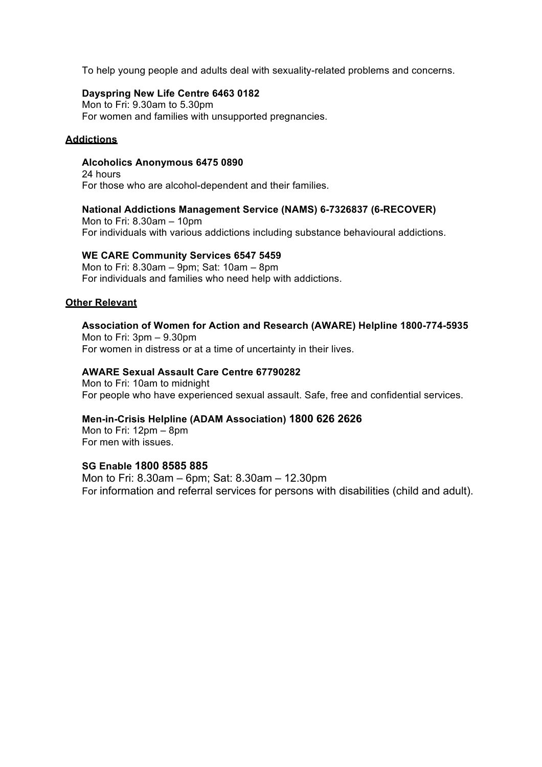To help young people and adults deal with sexuality-related problems and concerns.

**Dayspring New Life Centre 6463 0182**
Mon to Fri: 9.30am to 5.30pm
For women and families with unsupported pregnancies.

## Addictions

**Alcoholics Anonymous 6475 0890**
24 hours
For those who are alcohol-dependent and their families.

**National Addictions Management Service (NAMS) 6-7326837 (6-RECOVER)**
Mon to Fri: 8.30am – 10pm
For individuals with various addictions including substance behavioural addictions.

**WE CARE Community Services 6547 5459**
Mon to Fri: 8.30am – 9pm; Sat: 10am – 8pm
For individuals and families who need help with addictions.

## Other Relevant

**Association of Women for Action and Research (AWARE) Helpline 1800-774-5935**
Mon to Fri: 3pm – 9.30pm
For women in distress or at a time of uncertainty in their lives.

**AWARE Sexual Assault Care Centre 67790282**
Mon to Fri: 10am to midnight
For people who have experienced sexual assault. Safe, free and confidential services.

**Men-in-Crisis Helpline (ADAM Association) 1800 626 2626**
Mon to Fri: 12pm – 8pm
For men with issues.

**SG Enable 1800 8585 885**
Mon to Fri: 8.30am – 6pm; Sat: 8.30am – 12.30pm
For information and referral services for persons with disabilities (child and adult).